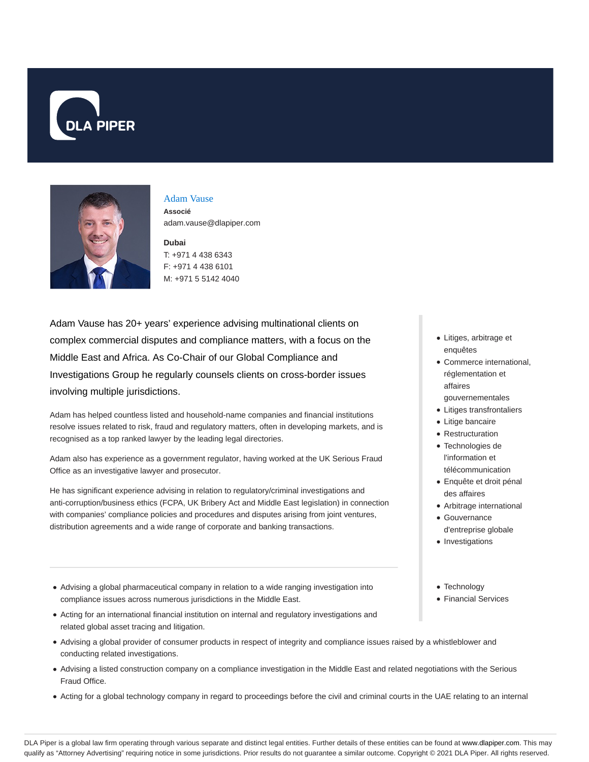# Adam Vause

**Associé**

adam.vause@dlapiper.com

**Dubai**

T: +971 4 438 6343

F: +971 4 438 6101

M: +971 5 5142 4040

Adam Vause has 20+ years' experience advising multinational clients on complex commercial disputes and compliance matters, with a focus on the Middle East and Africa. As Co-Chair of our Global Compliance and Investigations Group he regularly counsels clients on cross-border issues involving multiple jurisdictions.

Adam has helped countless listed and household-name companies and financial institutions resolve issues related to risk, fraud and regulatory matters, often in developing markets, and is recognised as a top ranked lawyer by the leading legal directories.

Adam also has experience as a government regulator, having worked at the UK Serious Fraud Office as an investigative lawyer and prosecutor.

He has significant experience advising in relation to regulatory/criminal investigations and anti-corruption/business ethics (FCPA, UK Bribery Act and Middle East legislation) in connection with companies' compliance policies and procedures and disputes arising from joint ventures, distribution agreements and a wide range of corporate and banking transactions.

- Litiges, arbitrage et enquêtes
- Commerce international, réglementation et affaires gouvernementales
- Litiges transfrontaliers
- Litige bancaire
- Restructuration
- Technologies de l'information et télécommunication
- Enquête et droit pénal des affaires
- Arbitrage international
- Gouvernance d'entreprise globale
- Investigations

- Technology
- Financial Services

---

- Advising a global pharmaceutical company in relation to a wide ranging investigation into compliance issues across numerous jurisdictions in the Middle East.
- Acting for an international financial institution on internal and regulatory investigations and related global asset tracing and litigation.
- Advising a global provider of consumer products in respect of integrity and compliance issues raised by a whistleblower and conducting related investigations.
- Advising a listed construction company on a compliance investigation in the Middle East and related negotiations with the Serious Fraud Office.
- Acting for a global technology company in regard to proceedings before the civil and criminal courts in the UAE relating to an internal

DLA Piper is a global law firm operating through various separate and distinct legal entities. Further details of these entities can be found at www.dlapiper.com. This may qualify as "Attorney Advertising" requiring notice in some jurisdictions. Prior results do not guarantee a similar outcome. Copyright © 2021 DLA Piper. All rights reserved.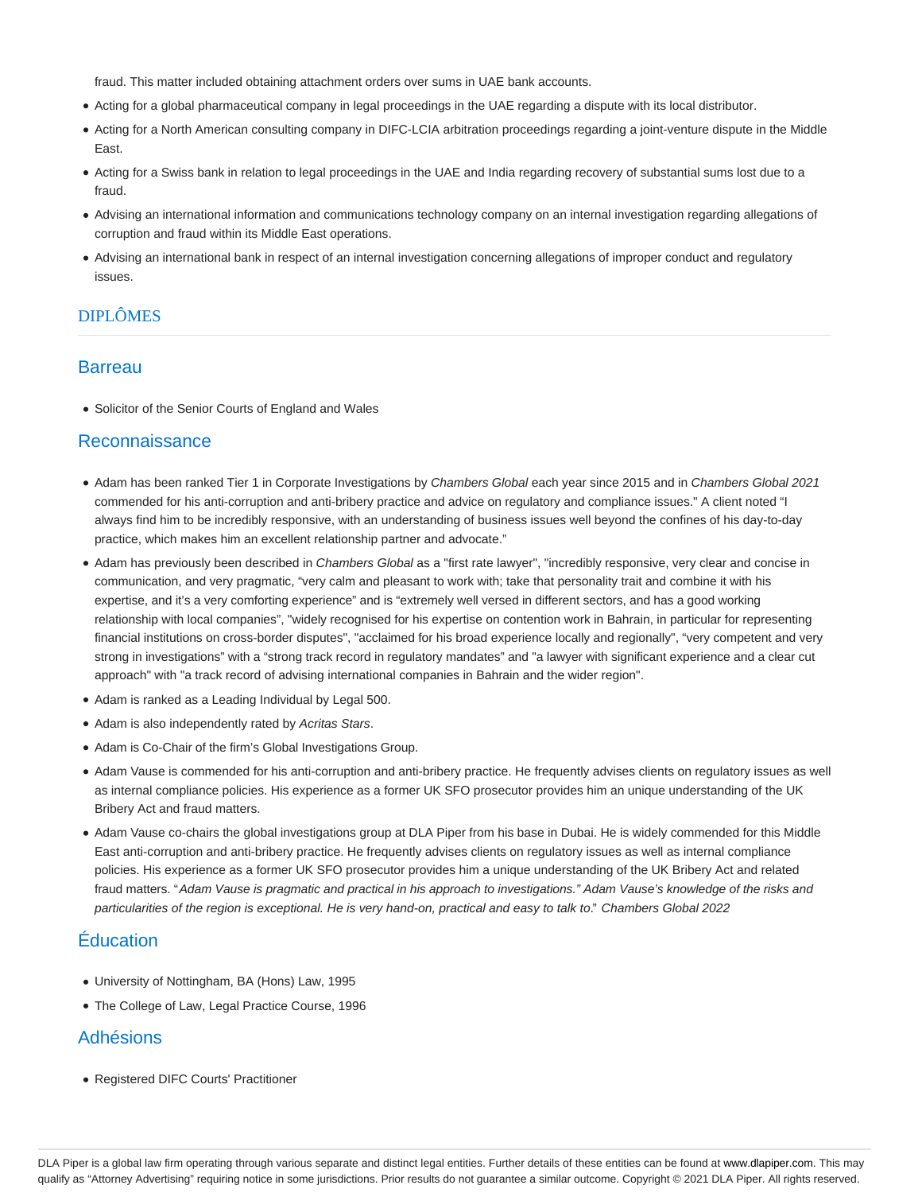fraud. This matter included obtaining attachment orders over sums in UAE bank accounts.

- Acting for a global pharmaceutical company in legal proceedings in the UAE regarding a dispute with its local distributor.
- Acting for a North American consulting company in DIFC-LCIA arbitration proceedings regarding a joint-venture dispute in the Middle East.
- Acting for a Swiss bank in relation to legal proceedings in the UAE and India regarding recovery of substantial sums lost due to a fraud.
- Advising an international information and communications technology company on an internal investigation regarding allegations of corruption and fraud within its Middle East operations.
- Advising an international bank in respect of an internal investigation concerning allegations of improper conduct and regulatory issues.

## DIPLÔMES

### Barreau

- Solicitor of the Senior Courts of England and Wales

### Reconnaissance

- Adam has been ranked Tier 1 in Corporate Investigations by *Chambers Global* each year since 2015 and in *Chambers Global 2021* commended for his anti-corruption and anti-bribery practice and advice on regulatory and compliance issues." A client noted "I always find him to be incredibly responsive, with an understanding of business issues well beyond the confines of his day-to-day practice, which makes him an excellent relationship partner and advocate."
- Adam has previously been described in *Chambers Global* as a "first rate lawyer", "incredibly responsive, very clear and concise in communication, and very pragmatic, "very calm and pleasant to work with; take that personality trait and combine it with his expertise, and it's a very comforting experience" and is "extremely well versed in different sectors, and has a good working relationship with local companies", "widely recognised for his expertise on contention work in Bahrain, in particular for representing financial institutions on cross-border disputes", "acclaimed for his broad experience locally and regionally", "very competent and very strong in investigations" with a "strong track record in regulatory mandates" and "a lawyer with significant experience and a clear cut approach" with "a track record of advising international companies in Bahrain and the wider region".
- Adam is ranked as a Leading Individual by Legal 500.
- Adam is also independently rated by *Acritas Stars*.
- Adam is Co-Chair of the firm's Global Investigations Group.
- Adam Vause is commended for his anti-corruption and anti-bribery practice. He frequently advises clients on regulatory issues as well as internal compliance policies. His experience as a former UK SFO prosecutor provides him an unique understanding of the UK Bribery Act and fraud matters.
- Adam Vause co-chairs the global investigations group at DLA Piper from his base in Dubai. He is widely commended for this Middle East anti-corruption and anti-bribery practice. He frequently advises clients on regulatory issues as well as internal compliance policies. His experience as a former UK SFO prosecutor provides him a unique understanding of the UK Bribery Act and related fraud matters. "*Adam Vause is pragmatic and practical in his approach to investigations." Adam Vause's knowledge of the risks and particularities of the region is exceptional. He is very hand-on, practical and easy to talk to*." *Chambers Global 2022*

### Éducation

- University of Nottingham, BA (Hons) Law, 1995
- The College of Law, Legal Practice Course, 1996

### Adhésions

- Registered DIFC Courts' Practitioner

DLA Piper is a global law firm operating through various separate and distinct legal entities. Further details of these entities can be found at www.dlapiper.com. This may qualify as "Attorney Advertising" requiring notice in some jurisdictions. Prior results do not guarantee a similar outcome. Copyright © 2021 DLA Piper. All rights reserved.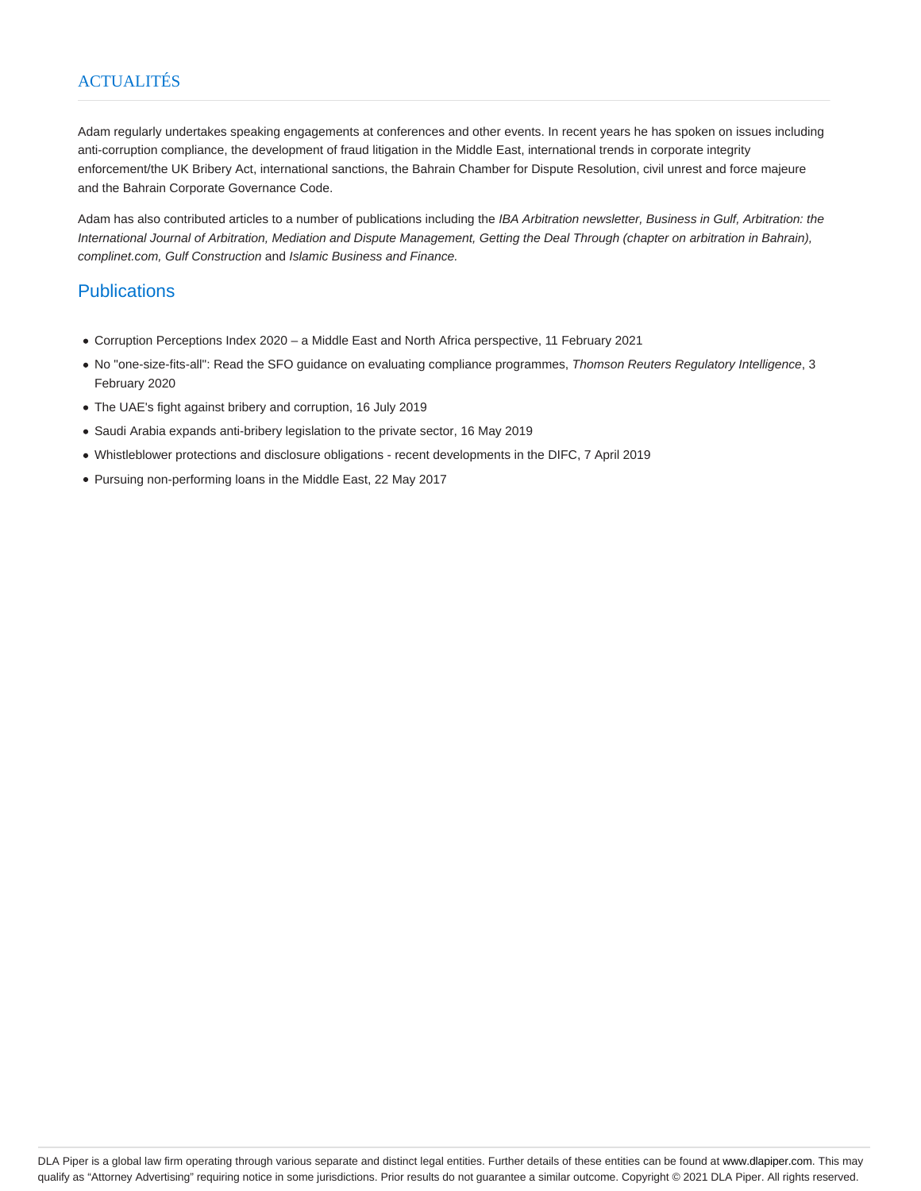## ACTUALITÉS

Adam regularly undertakes speaking engagements at conferences and other events. In recent years he has spoken on issues including anti-corruption compliance, the development of fraud litigation in the Middle East, international trends in corporate integrity enforcement/the UK Bribery Act, international sanctions, the Bahrain Chamber for Dispute Resolution, civil unrest and force majeure and the Bahrain Corporate Governance Code.

Adam has also contributed articles to a number of publications including the *IBA Arbitration newsletter, Business in Gulf, Arbitration: the International Journal of Arbitration, Mediation and Dispute Management, Getting the Deal Through (chapter on arbitration in Bahrain), complinet.com, Gulf Construction* and *Islamic Business and Finance.*

## Publications

- Corruption Perceptions Index 2020 – a Middle East and North Africa perspective, 11 February 2021
- No "one-size-fits-all": Read the SFO guidance on evaluating compliance programmes, *Thomson Reuters Regulatory Intelligence*, 3 February 2020
- The UAE's fight against bribery and corruption, 16 July 2019
- Saudi Arabia expands anti-bribery legislation to the private sector, 16 May 2019
- Whistleblower protections and disclosure obligations - recent developments in the DIFC, 7 April 2019
- Pursuing non-performing loans in the Middle East, 22 May 2017

DLA Piper is a global law firm operating through various separate and distinct legal entities. Further details of these entities can be found at www.dlapiper.com. This may qualify as "Attorney Advertising" requiring notice in some jurisdictions. Prior results do not guarantee a similar outcome. Copyright © 2021 DLA Piper. All rights reserved.